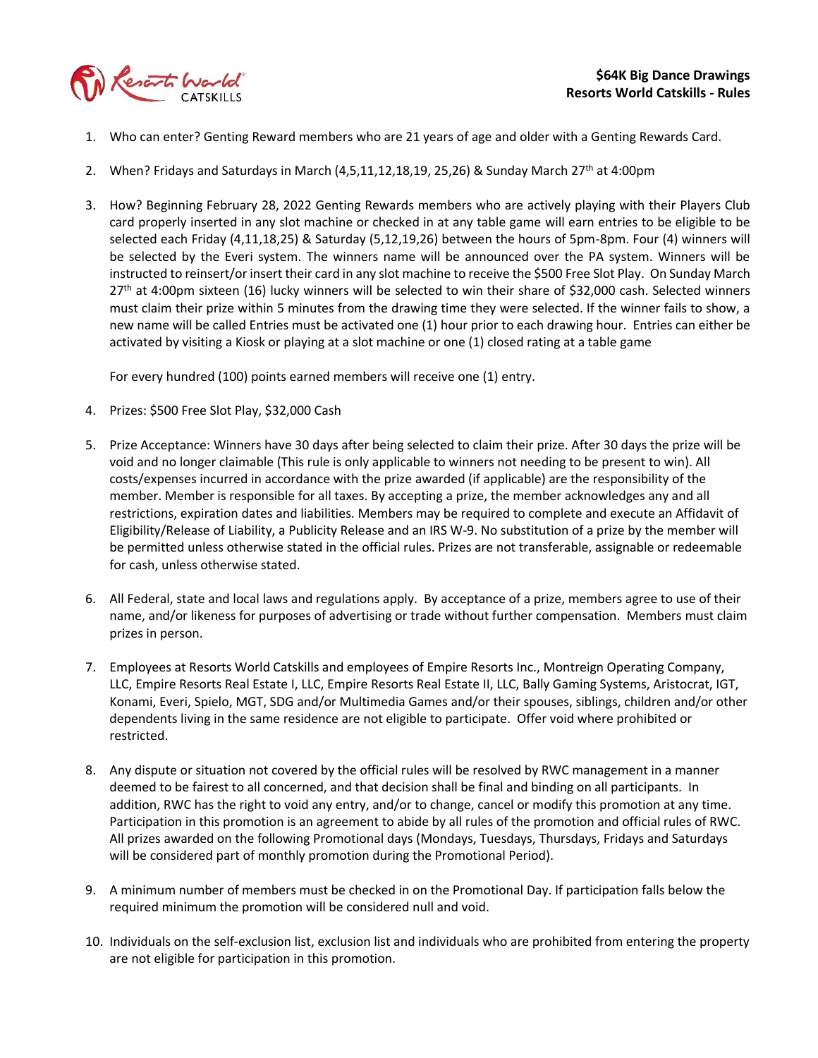**$64K Big Dance Drawings**
**Resorts World Catskills - Rules**

1. Who can enter? Genting Reward members who are 21 years of age and older with a Genting Rewards Card.

2. When? Fridays and Saturdays in March (4,5,11,12,18,19, 25,26) & Sunday March 27th at 4:00pm

3. How? Beginning February 28, 2022 Genting Rewards members who are actively playing with their Players Club card properly inserted in any slot machine or checked in at any table game will earn entries to be eligible to be selected each Friday (4,11,18,25) & Saturday (5,12,19,26) between the hours of 5pm-8pm. Four (4) winners will be selected by the Everi system. The winners name will be announced over the PA system. Winners will be instructed to reinsert/or insert their card in any slot machine to receive the $500 Free Slot Play. On Sunday March 27th at 4:00pm sixteen (16) lucky winners will be selected to win their share of $32,000 cash. Selected winners must claim their prize within 5 minutes from the drawing time they were selected. If the winner fails to show, a new name will be called Entries must be activated one (1) hour prior to each drawing hour. Entries can either be activated by visiting a Kiosk or playing at a slot machine or one (1) closed rating at a table game

   For every hundred (100) points earned members will receive one (1) entry.

4. Prizes: $500 Free Slot Play, $32,000 Cash

5. Prize Acceptance: Winners have 30 days after being selected to claim their prize. After 30 days the prize will be void and no longer claimable (This rule is only applicable to winners not needing to be present to win). All costs/expenses incurred in accordance with the prize awarded (if applicable) are the responsibility of the member. Member is responsible for all taxes. By accepting a prize, the member acknowledges any and all restrictions, expiration dates and liabilities. Members may be required to complete and execute an Affidavit of Eligibility/Release of Liability, a Publicity Release and an IRS W-9. No substitution of a prize by the member will be permitted unless otherwise stated in the official rules. Prizes are not transferable, assignable or redeemable for cash, unless otherwise stated.

6. All Federal, state and local laws and regulations apply. By acceptance of a prize, members agree to use of their name, and/or likeness for purposes of advertising or trade without further compensation. Members must claim prizes in person.

7. Employees at Resorts World Catskills and employees of Empire Resorts Inc., Montreign Operating Company, LLC, Empire Resorts Real Estate I, LLC, Empire Resorts Real Estate II, LLC, Bally Gaming Systems, Aristocrat, IGT, Konami, Everi, Spielo, MGT, SDG and/or Multimedia Games and/or their spouses, siblings, children and/or other dependents living in the same residence are not eligible to participate. Offer void where prohibited or restricted.

8. Any dispute or situation not covered by the official rules will be resolved by RWC management in a manner deemed to be fairest to all concerned, and that decision shall be final and binding on all participants. In addition, RWC has the right to void any entry, and/or to change, cancel or modify this promotion at any time. Participation in this promotion is an agreement to abide by all rules of the promotion and official rules of RWC. All prizes awarded on the following Promotional days (Mondays, Tuesdays, Thursdays, Fridays and Saturdays will be considered part of monthly promotion during the Promotional Period).

9. A minimum number of members must be checked in on the Promotional Day. If participation falls below the required minimum the promotion will be considered null and void.

10. Individuals on the self-exclusion list, exclusion list and individuals who are prohibited from entering the property are not eligible for participation in this promotion.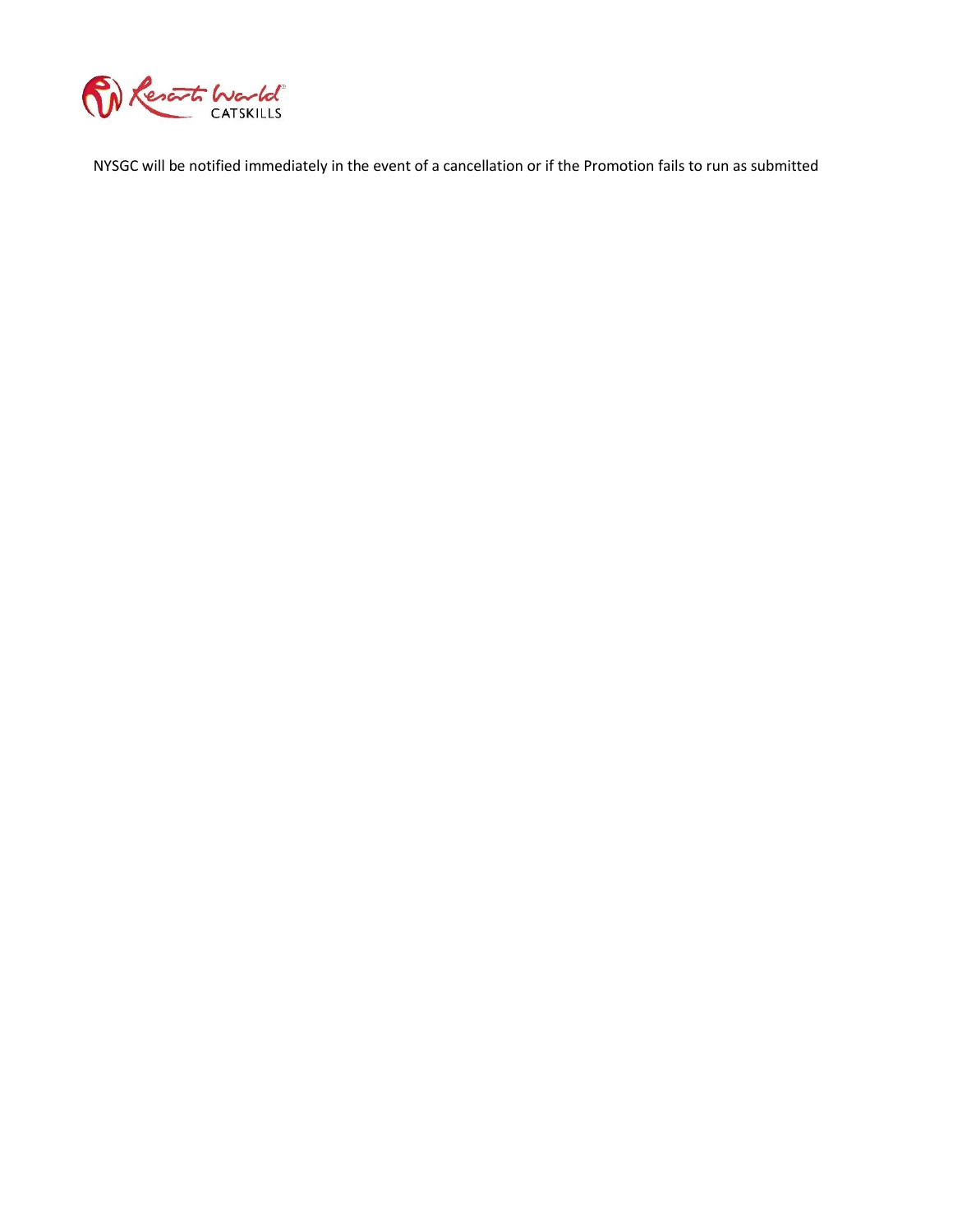NYSGC will be notified immediately in the event of a cancellation or if the Promotion fails to run as submitted